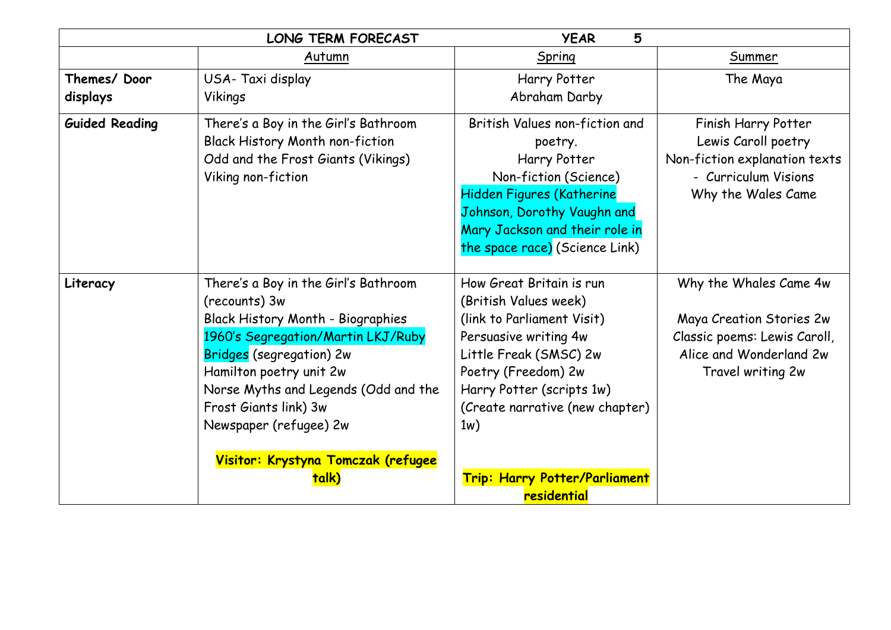| LONG TERM FORECAST | | YEAR 5 | |
|---|---|---|---|
| | Autumn | Spring | Summer |
| **Themes/ Door displays** | USA- Taxi display<br>Vikings | Harry Potter<br>Abraham Darby | The Maya |
| **Guided Reading** | There's a Boy in the Girl's Bathroom<br>Black History Month non-fiction<br>Odd and the Frost Giants (Vikings)<br>Viking non-fiction | British Values non-fiction and poetry.<br>Harry Potter<br>Non-fiction (Science)<br>Hidden Figures (Katherine Johnson, Dorothy Vaughn and Mary Jackson and their role in the space race) (Science Link) | Finish Harry Potter<br>Lewis Caroll poetry<br>Non-fiction explanation texts<br>- Curriculum Visions<br>Why the Wales Came |
| **Literacy** | There's a Boy in the Girl's Bathroom (recounts) 3w<br>Black History Month - Biographies<br>1960's Segregation/Martin LKJ/Ruby Bridges (segregation) 2w<br>Hamilton poetry unit 2w<br>Norse Myths and Legends (Odd and the Frost Giants link) 3w<br>Newspaper (refugee) 2w<br><br>**Visitor: Krystyna Tomczak (refugee talk)** | How Great Britain is run (British Values week) (link to Parliament Visit)<br>Persuasive writing 4w<br>Little Freak (SMSC) 2w<br>Poetry (Freedom) 2w<br>Harry Potter (scripts 1w) (Create narrative (new chapter) 1w)<br><br>**Trip: Harry Potter/Parliament residential** | Why the Whales Came 4w<br><br>Maya Creation Stories 2w<br>Classic poems: Lewis Caroll, Alice and Wonderland 2w<br>Travel writing 2w |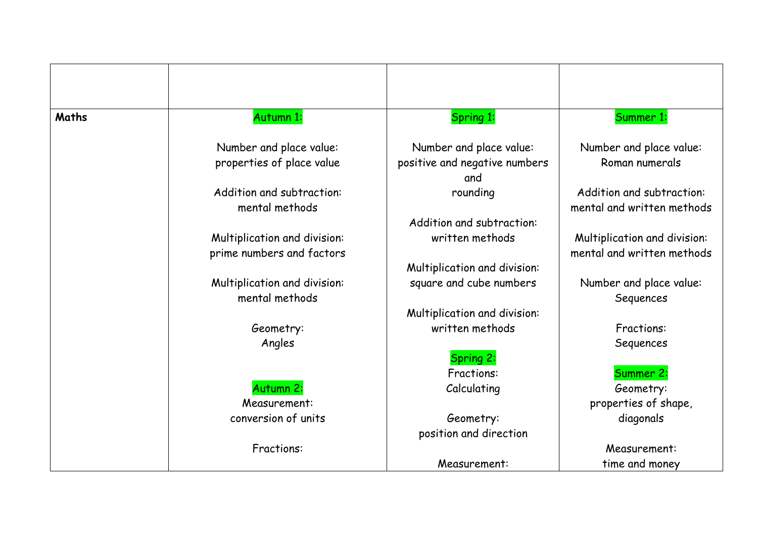| | | | |
|---|---|---|---|
| **Maths** | Autumn 1:<br><br>Number and place value:<br>properties of place value<br><br>Addition and subtraction:<br>mental methods<br><br>Multiplication and division:<br>prime numbers and factors<br><br>Multiplication and division:<br>mental methods<br><br>Geometry:<br>Angles<br><br>Autumn 2:<br>Measurement:<br>conversion of units<br><br>Fractions: | Spring 1:<br><br>Number and place value:<br>positive and negative numbers and<br>rounding<br><br>Addition and subtraction:<br>written methods<br><br>Multiplication and division:<br>square and cube numbers<br><br>Multiplication and division:<br>written methods<br><br>Spring 2:<br>Fractions:<br>Calculating<br><br>Geometry:<br>position and direction<br><br>Measurement: | Summer 1:<br><br>Number and place value:<br>Roman numerals<br><br>Addition and subtraction:<br>mental and written methods<br><br>Multiplication and division:<br>mental and written methods<br><br>Number and place value:<br>Sequences<br><br>Fractions:<br>Sequences<br><br>Summer 2:<br>Geometry:<br>properties of shape,<br>diagonals<br><br>Measurement:<br>time and money |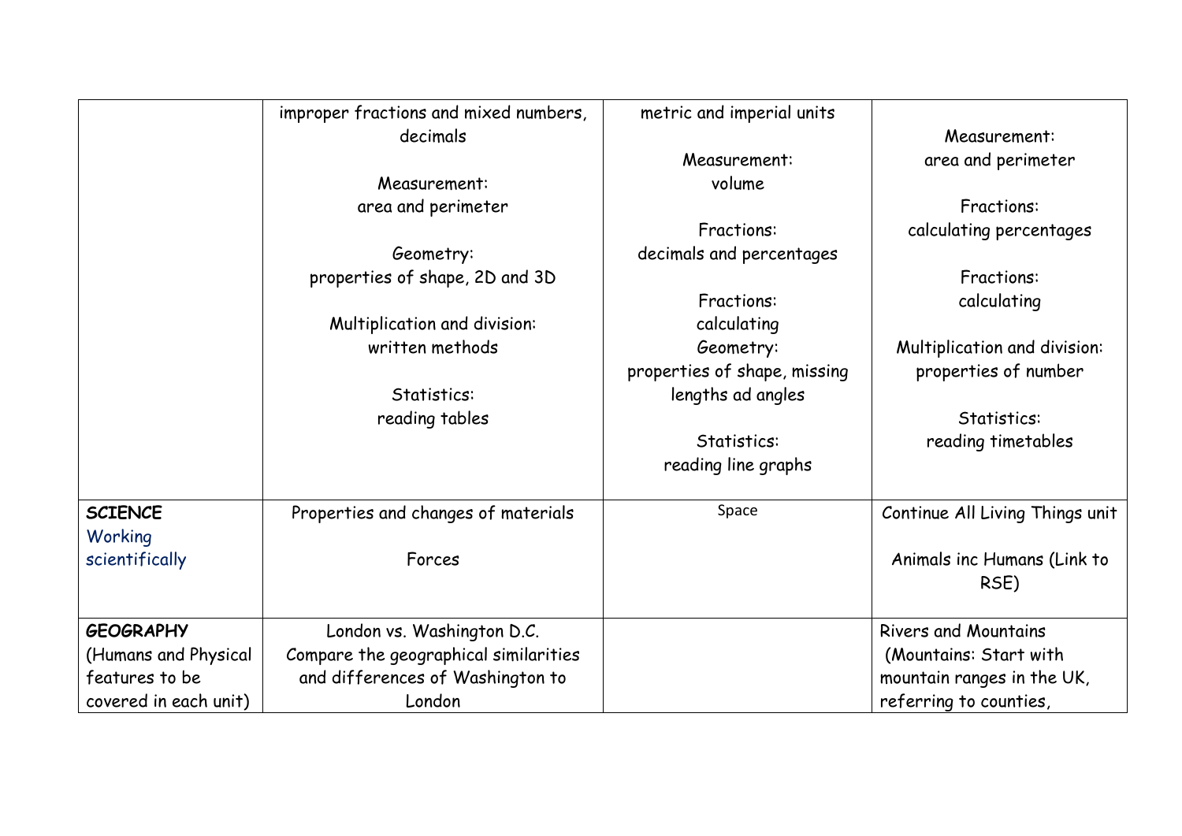| | | | |
|---|---|---|---|
| | improper fractions and mixed numbers, decimals<br><br>Measurement:<br>area and perimeter<br><br>Geometry:<br>properties of shape, 2D and 3D<br><br>Multiplication and division:<br>written methods<br><br>Statistics:<br>reading tables | metric and imperial units<br><br>Measurement:<br>volume<br><br>Fractions:<br>decimals and percentages<br><br>Fractions:<br>calculating<br>Geometry:<br>properties of shape, missing lengths ad angles<br><br>Statistics:<br>reading line graphs | Measurement:<br>area and perimeter<br><br>Fractions:<br>calculating percentages<br><br>Fractions:<br>calculating<br><br>Multiplication and division:<br>properties of number<br><br>Statistics:<br>reading timetables |
| **SCIENCE**<br>Working scientifically | Properties and changes of materials<br><br>Forces | Space | Continue All Living Things unit<br><br>Animals inc Humans (Link to RSE) |
| **GEOGRAPHY**<br>(Humans and Physical features to be covered in each unit) | London vs. Washington D.C.<br>Compare the geographical similarities and differences of Washington to London | | Rivers and Mountains<br>(Mountains: Start with mountain ranges in the UK, referring to counties, |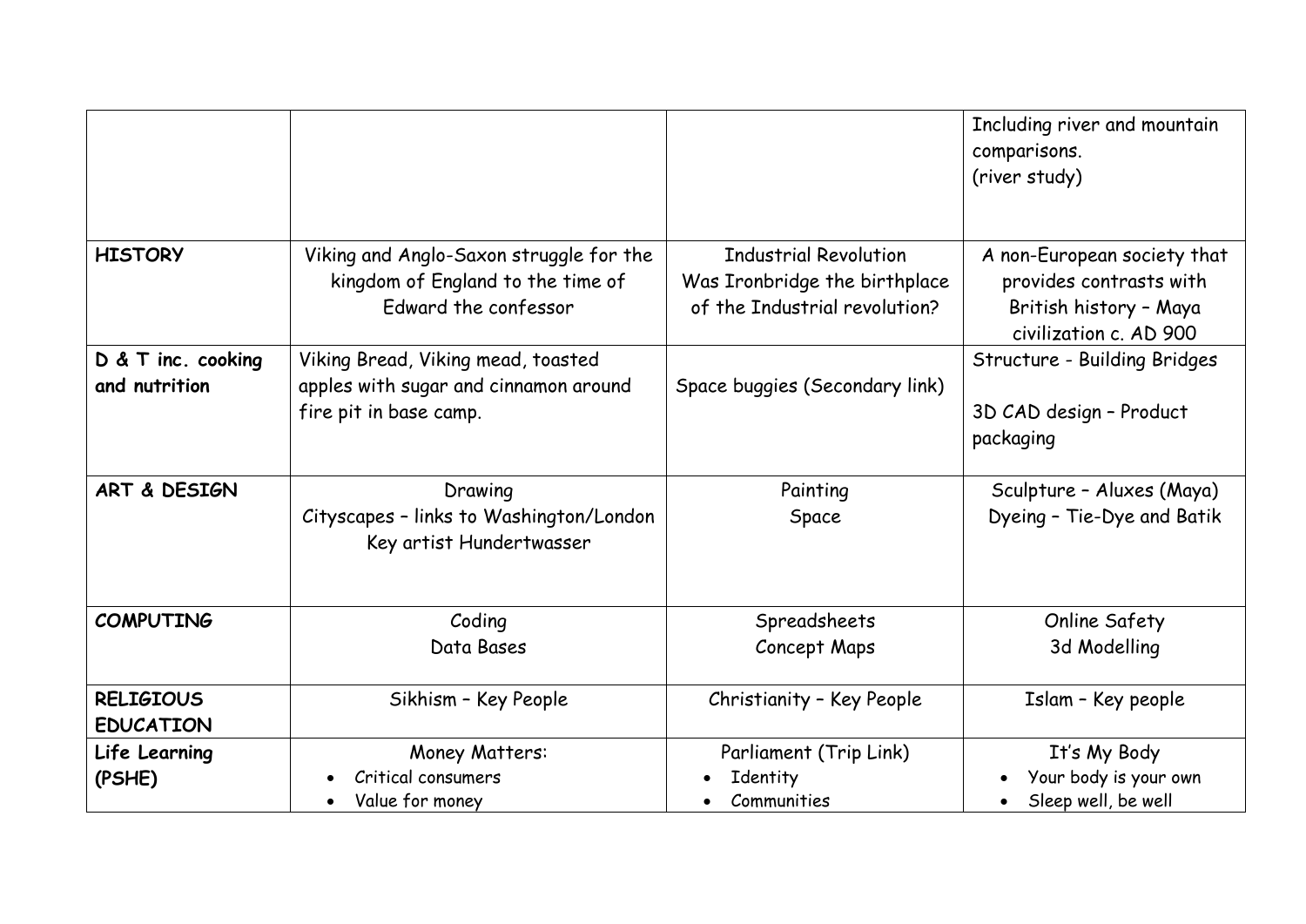| | | | |
|---|---|---|---|
| | | | Including river and mountain comparisons.<br>(river study) |
| **HISTORY** | Viking and Anglo-Saxon struggle for the kingdom of England to the time of Edward the confessor | Industrial Revolution<br>Was Ironbridge the birthplace of the Industrial revolution? | A non-European society that provides contrasts with British history – Maya civilization c. AD 900 |
| **D & T inc. cooking and nutrition** | Viking Bread, Viking mead, toasted apples with sugar and cinnamon around fire pit in base camp. | Space buggies (Secondary link) | Structure - Building Bridges<br><br>3D CAD design – Product packaging |
| **ART & DESIGN** | Drawing<br>Cityscapes – links to Washington/London<br>Key artist Hundertwasser | Painting<br>Space | Sculpture – Aluxes (Maya)<br>Dyeing – Tie-Dye and Batik |
| **COMPUTING** | Coding<br>Data Bases | Spreadsheets<br>Concept Maps | Online Safety<br>3d Modelling |
| **RELIGIOUS EDUCATION** | Sikhism – Key People | Christianity – Key People | Islam – Key people |
| **Life Learning (PSHE)** | Money Matters:<br>• Critical consumers<br>• Value for money | Parliament (Trip Link)<br>• Identity<br>• Communities | It's My Body<br>• Your body is your own<br>• Sleep well, be well |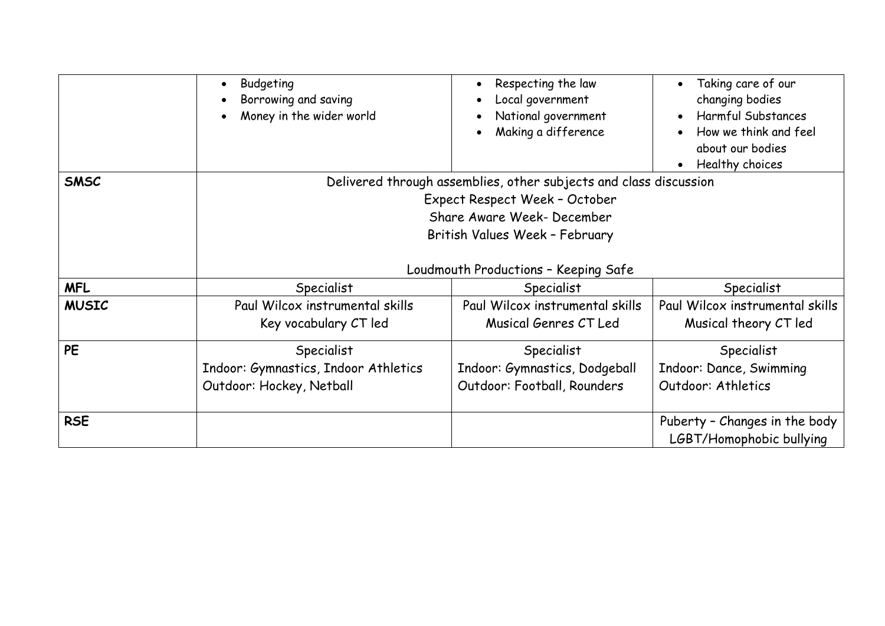| | | | |
|---|---|---|---|
| | • Budgeting<br>• Borrowing and saving<br>• Money in the wider world | • Respecting the law<br>• Local government<br>• National government<br>• Making a difference | • Taking care of our changing bodies<br>• Harmful Substances<br>• How we think and feel about our bodies<br>• Healthy choices |
| **SMSC** | Delivered through assemblies, other subjects and class discussion<br>Expect Respect Week – October<br>Share Aware Week- December<br>British Values Week – February<br><br>Loudmouth Productions – Keeping Safe | | |
| **MFL** | Specialist | Specialist | Specialist |
| **MUSIC** | Paul Wilcox instrumental skills<br>Key vocabulary CT led | Paul Wilcox instrumental skills<br>Musical Genres CT Led | Paul Wilcox instrumental skills<br>Musical theory CT led |
| **PE** | Specialist<br>Indoor: Gymnastics, Indoor Athletics<br>Outdoor: Hockey, Netball | Specialist<br>Indoor: Gymnastics, Dodgeball<br>Outdoor: Football, Rounders | Specialist<br>Indoor: Dance, Swimming<br>Outdoor: Athletics |
| **RSE** | | | Puberty – Changes in the body<br>LGBT/Homophobic bullying |